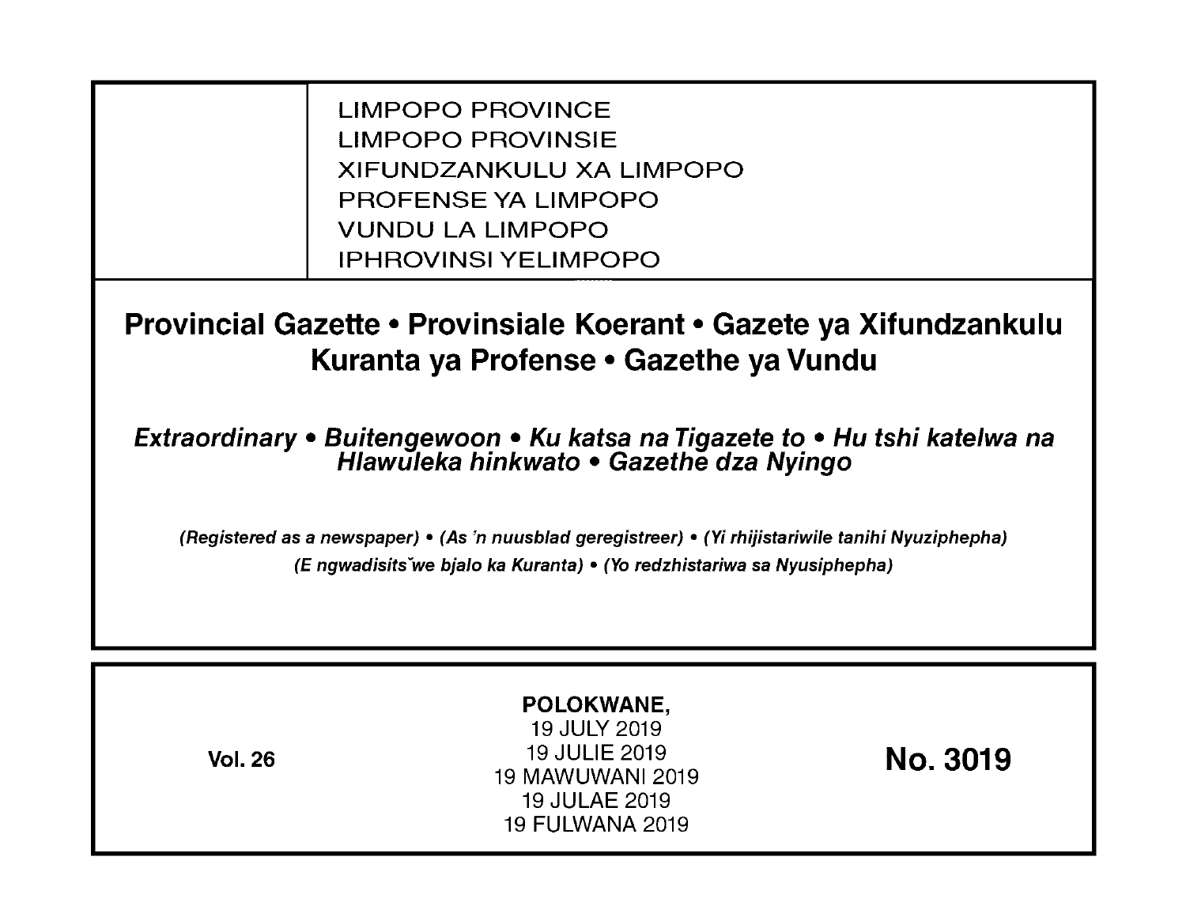LIMPOPO PROVINCE
LIMPOPO PROVINSIE
XIFUNDZANKULU XA LIMPOPO
PROFENSE YA LIMPOPO
VUNDU LA LIMPOPO
IPHROVINSI YELIMPOPO

# Provincial Gazette • Provinsiale Koerant • Gazete ya Xifundzankulu Kuranta ya Profense • Gazethe ya Vundu

***Extraordinary • Buitengewoon • Ku katsa na Tigazete to • Hu tshi katelwa na Hlawuleka hinkwato • Gazethe dza Nyingo***

***(Registered as a newspaper) • (As 'n nuusblad geregistreer) • (Yi rhijistariwile tanihi Nyuziphepha) (E ngwadisitšwe bjalo ka Kuranta) • (Yo redzhistariwa sa Nyusiphepha)***

**Vol. 26**

**POLOKWANE,**
19 JULY 2019
19 JULIE 2019
19 MAWUWANI 2019
19 JULAE 2019
19 FULWANA 2019

**No. 3019**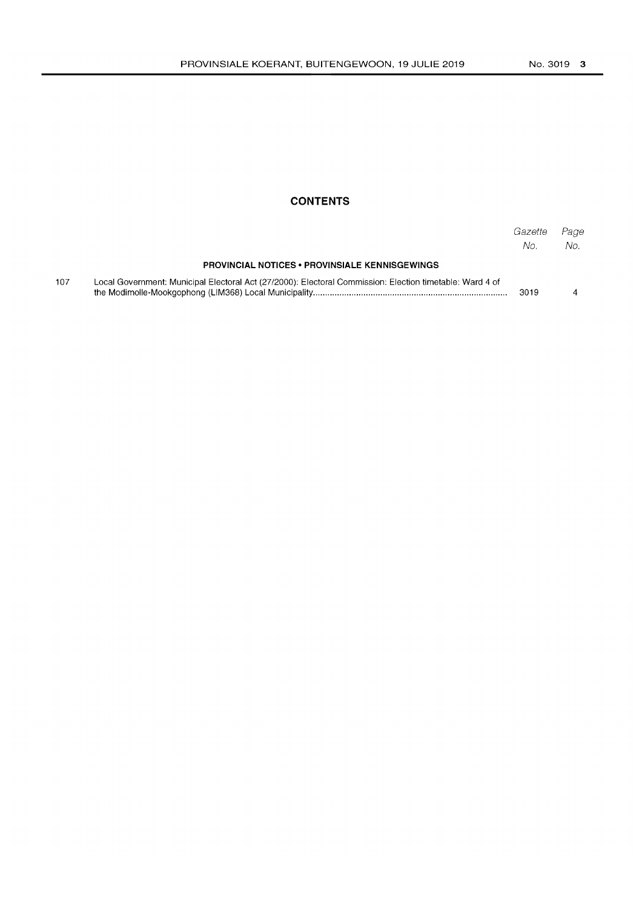## CONTENTS

| | | Gazette No. | Page No. |
|---|---|---|---|
| | **PROVINCIAL NOTICES • PROVINSIALE KENNISGEWINGS** | | |
| 107 | Local Government: Municipal Electoral Act (27/2000): Electoral Commission: Election timetable: Ward 4 of the Modimolle-Mookgophong (LIM368) Local Municipality | 3019 | 4 |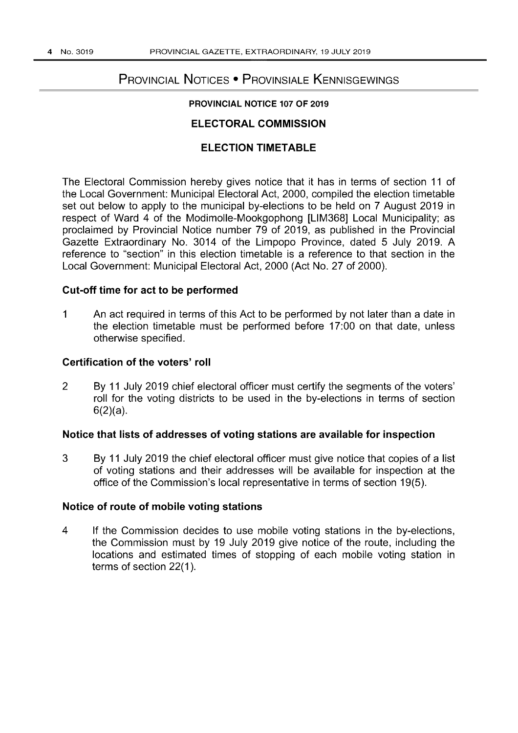# Provincial Notices • Provinsiale Kennisgewings

## PROVINCIAL NOTICE 107 OF 2019

## ELECTORAL COMMISSION

## ELECTION TIMETABLE

The Electoral Commission hereby gives notice that it has in terms of section 11 of the Local Government: Municipal Electoral Act, 2000, compiled the election timetable set out below to apply to the municipal by-elections to be held on 7 August 2019 in respect of Ward 4 of the Modimolle-Mookgophong [LIM368] Local Municipality; as proclaimed by Provincial Notice number 79 of 2019, as published in the Provincial Gazette Extraordinary No. 3014 of the Limpopo Province, dated 5 July 2019. A reference to "section" in this election timetable is a reference to that section in the Local Government: Municipal Electoral Act, 2000 (Act No. 27 of 2000).

### Cut-off time for act to be performed

1 An act required in terms of this Act to be performed by not later than a date in the election timetable must be performed before 17:00 on that date, unless otherwise specified.

### Certification of the voters' roll

2 By 11 July 2019 chief electoral officer must certify the segments of the voters' roll for the voting districts to be used in the by-elections in terms of section 6(2)(a).

### Notice that lists of addresses of voting stations are available for inspection

3 By 11 July 2019 the chief electoral officer must give notice that copies of a list of voting stations and their addresses will be available for inspection at the office of the Commission's local representative in terms of section 19(5).

### Notice of route of mobile voting stations

4 If the Commission decides to use mobile voting stations in the by-elections, the Commission must by 19 July 2019 give notice of the route, including the locations and estimated times of stopping of each mobile voting station in terms of section 22(1).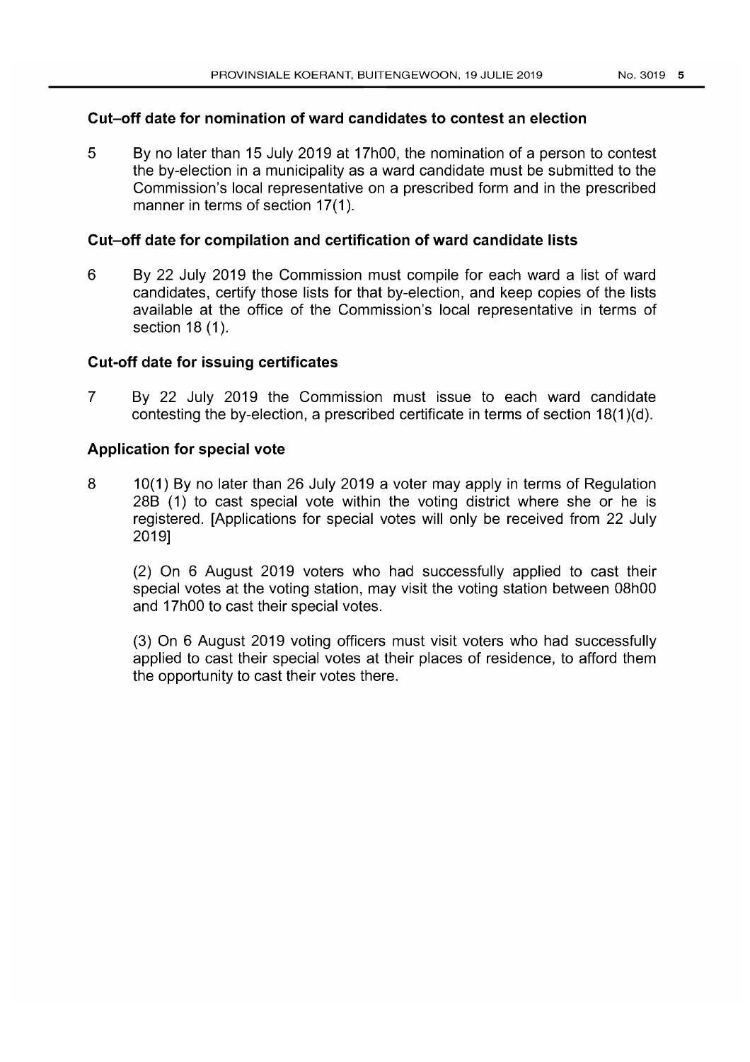### Cut–off date for nomination of ward candidates to contest an election

5 By no later than 15 July 2019 at 17h00, the nomination of a person to contest the by-election in a municipality as a ward candidate must be submitted to the Commission's local representative on a prescribed form and in the prescribed manner in terms of section 17(1).

### Cut–off date for compilation and certification of ward candidate lists

6 By 22 July 2019 the Commission must compile for each ward a list of ward candidates, certify those lists for that by-election, and keep copies of the lists available at the office of the Commission's local representative in terms of section 18 (1).

### Cut-off date for issuing certificates

7 By 22 July 2019 the Commission must issue to each ward candidate contesting the by-election, a prescribed certificate in terms of section 18(1)(d).

### Application for special vote

8 10(1) By no later than 26 July 2019 a voter may apply in terms of Regulation 28B (1) to cast special vote within the voting district where she or he is registered. [Applications for special votes will only be received from 22 July 2019]

(2) On 6 August 2019 voters who had successfully applied to cast their special votes at the voting station, may visit the voting station between 08h00 and 17h00 to cast their special votes.

(3) On 6 August 2019 voting officers must visit voters who had successfully applied to cast their special votes at their places of residence, to afford them the opportunity to cast their votes there.